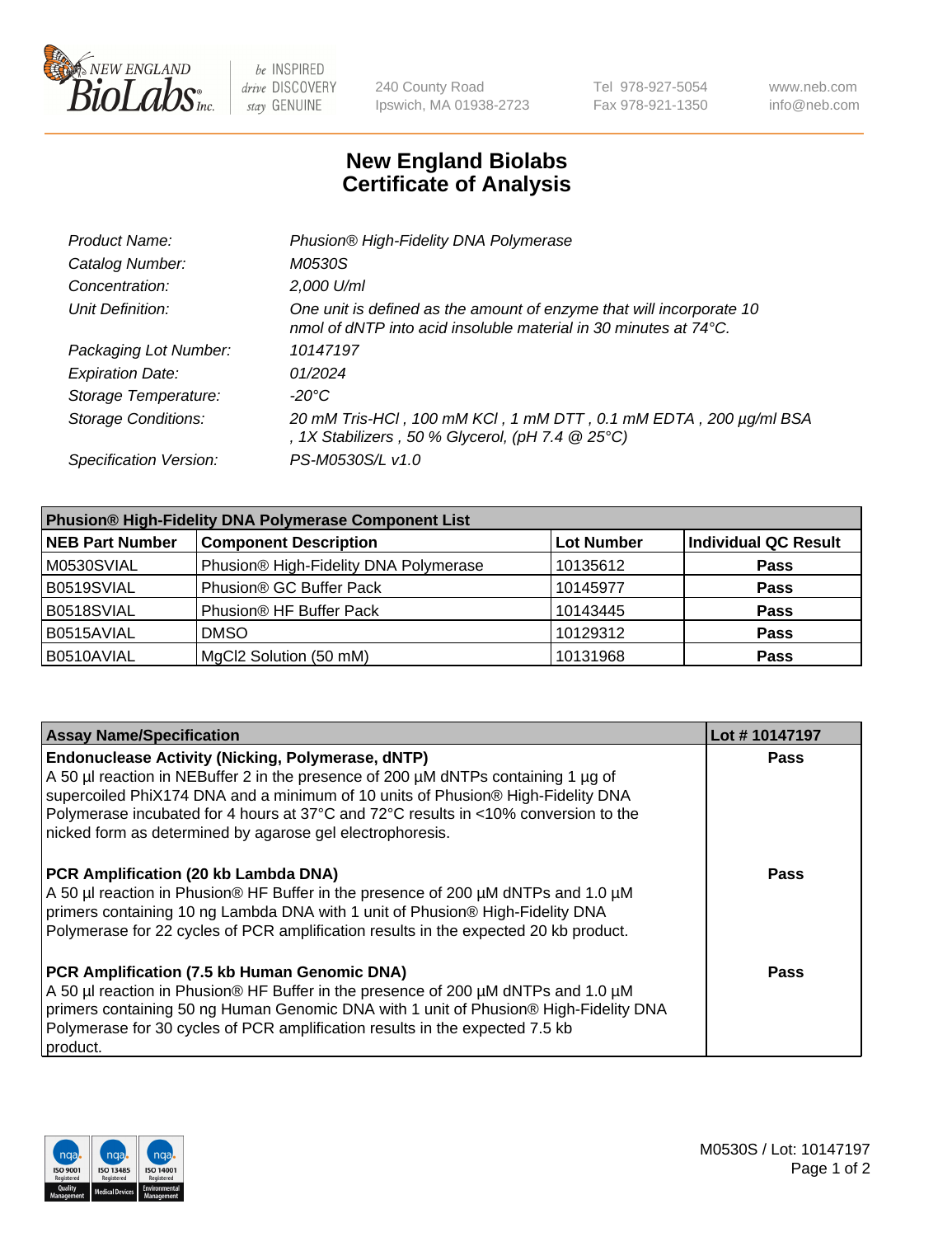New England BioLabs Inc. — be INSPIRED drive DISCOVERY stay GENUINE

240 County Road
Ipswich, MA 01938-2723

Tel 978-927-5054
Fax 978-921-1350

www.neb.com
info@neb.com

# New England Biolabs
# Certificate of Analysis

| | |
|---|---|
| *Product Name:* | *Phusion® High-Fidelity DNA Polymerase* |
| *Catalog Number:* | *M0530S* |
| *Concentration:* | *2,000 U/ml* |
| *Unit Definition:* | *One unit is defined as the amount of enzyme that will incorporate 10 nmol of dNTP into acid insoluble material in 30 minutes at 74°C.* |
| *Packaging Lot Number:* | *10147197* |
| *Expiration Date:* | *01/2024* |
| *Storage Temperature:* | *-20°C* |
| *Storage Conditions:* | *20 mM Tris-HCl , 100 mM KCl , 1 mM DTT , 0.1 mM EDTA , 200 µg/ml BSA , 1X Stabilizers , 50 % Glycerol, (pH 7.4 @ 25°C)* |
| *Specification Version:* | *PS-M0530S/L v1.0* |

| **Phusion® High-Fidelity DNA Polymerase Component List** | | | |
|---|---|---|---|
| **NEB Part Number** | **Component Description** | **Lot Number** | **Individual QC Result** |
| M0530SVIAL | Phusion® High-Fidelity DNA Polymerase | 10135612 | **Pass** |
| B0519SVIAL | Phusion® GC Buffer Pack | 10145977 | **Pass** |
| B0518SVIAL | Phusion® HF Buffer Pack | 10143445 | **Pass** |
| B0515AVIAL | DMSO | 10129312 | **Pass** |
| B0510AVIAL | MgCl2 Solution (50 mM) | 10131968 | **Pass** |

| **Assay Name/Specification** | **Lot # 10147197** |
|---|---|
| **Endonuclease Activity (Nicking, Polymerase, dNTP)** A 50 µl reaction in NEBuffer 2 in the presence of 200 µM dNTPs containing 1 µg of supercoiled PhiX174 DNA and a minimum of 10 units of Phusion® High-Fidelity DNA Polymerase incubated for 4 hours at 37°C and 72°C results in <10% conversion to the nicked form as determined by agarose gel electrophoresis. | **Pass** |
| **PCR Amplification (20 kb Lambda DNA)** A 50 µl reaction in Phusion® HF Buffer in the presence of 200 µM dNTPs and 1.0 µM primers containing 10 ng Lambda DNA with 1 unit of Phusion® High-Fidelity DNA Polymerase for 22 cycles of PCR amplification results in the expected 20 kb product. | **Pass** |
| **PCR Amplification (7.5 kb Human Genomic DNA)** A 50 µl reaction in Phusion® HF Buffer in the presence of 200 µM dNTPs and 1.0 µM primers containing 50 ng Human Genomic DNA with 1 unit of Phusion® High-Fidelity DNA Polymerase for 30 cycles of PCR amplification results in the expected 7.5 kb product. | **Pass** |

M0530S / Lot: 10147197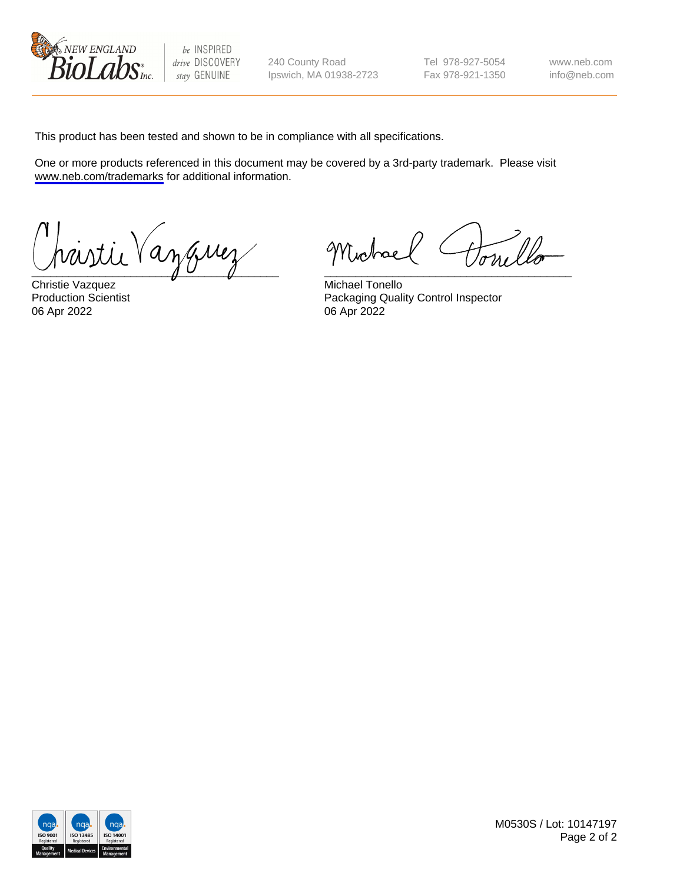This product has been tested and shown to be in compliance with all specifications.

One or more products referenced in this document may be covered by a 3rd-party trademark. Please visit www.neb.com/trademarks for additional information.

Christie Vazquez
Production Scientist
06 Apr 2022

Michael Tonello
Packaging Quality Control Inspector
06 Apr 2022

M0530S / Lot: 10147197